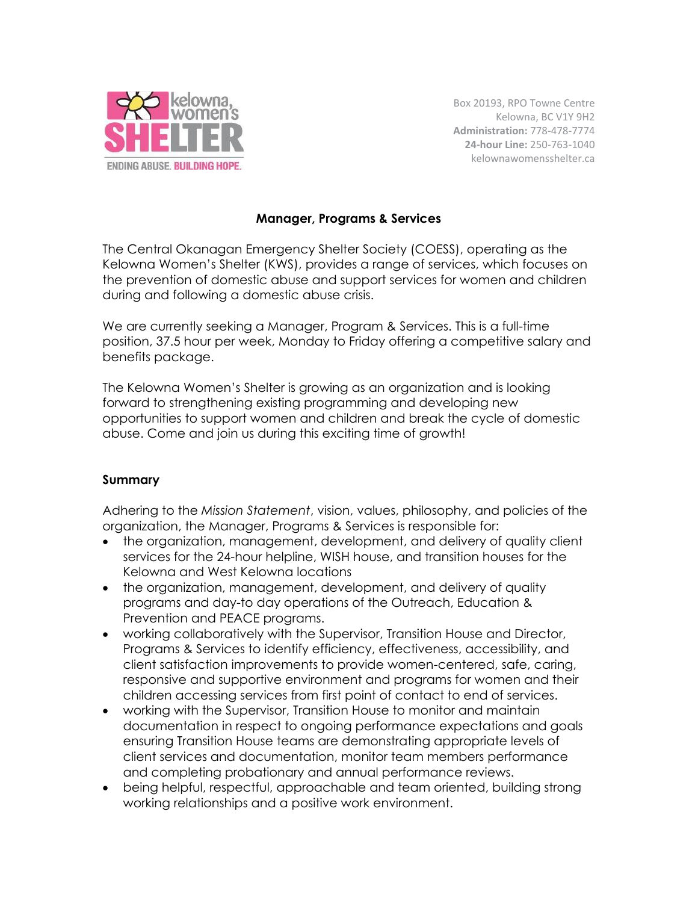kelowna, women's SHELTER

ENDING ABUSE. BUILDING HOPE.

Box 20193, RPO Towne Centre
Kelowna, BC V1Y 9H2
**Administration:** 778-478-7774
**24-hour Line:** 250-763-1040
kelownawomensshelter.ca

## Manager, Programs & Services

The Central Okanagan Emergency Shelter Society (COESS), operating as the Kelowna Women's Shelter (KWS), provides a range of services, which focuses on the prevention of domestic abuse and support services for women and children during and following a domestic abuse crisis.

We are currently seeking a Manager, Program & Services. This is a full-time position, 37.5 hour per week, Monday to Friday offering a competitive salary and benefits package.

The Kelowna Women's Shelter is growing as an organization and is looking forward to strengthening existing programming and developing new opportunities to support women and children and break the cycle of domestic abuse. Come and join us during this exciting time of growth!

### Summary

Adhering to the *Mission Statement*, vision, values, philosophy, and policies of the organization, the Manager, Programs & Services is responsible for:

- the organization, management, development, and delivery of quality client services for the 24-hour helpline, WISH house, and transition houses for the Kelowna and West Kelowna locations
- the organization, management, development, and delivery of quality programs and day-to day operations of the Outreach, Education & Prevention and PEACE programs.
- working collaboratively with the Supervisor, Transition House and Director, Programs & Services to identify efficiency, effectiveness, accessibility, and client satisfaction improvements to provide women-centered, safe, caring, responsive and supportive environment and programs for women and their children accessing services from first point of contact to end of services.
- working with the Supervisor, Transition House to monitor and maintain documentation in respect to ongoing performance expectations and goals ensuring Transition House teams are demonstrating appropriate levels of client services and documentation, monitor team members performance and completing probationary and annual performance reviews.
- being helpful, respectful, approachable and team oriented, building strong working relationships and a positive work environment.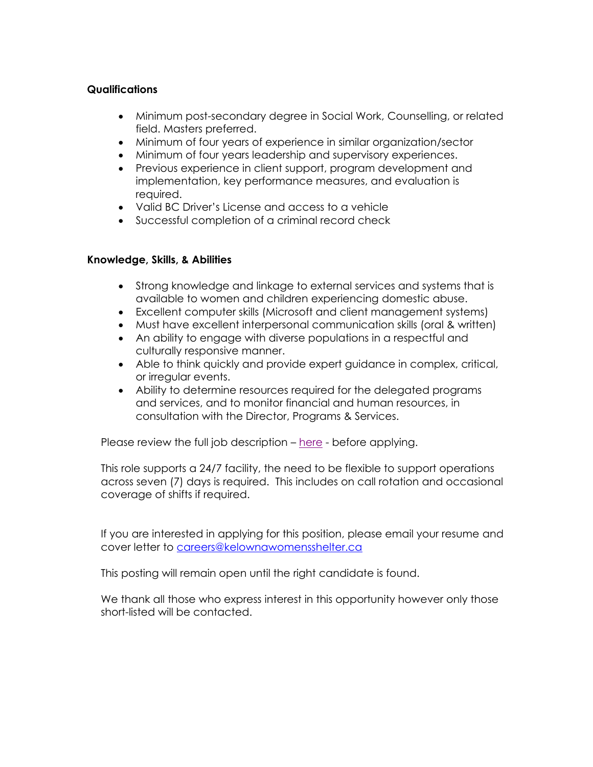**Qualifications**

- Minimum post-secondary degree in Social Work, Counselling, or related field. Masters preferred.
- Minimum of four years of experience in similar organization/sector
- Minimum of four years leadership and supervisory experiences.
- Previous experience in client support, program development and implementation, key performance measures, and evaluation is required.
- Valid BC Driver's License and access to a vehicle
- Successful completion of a criminal record check

**Knowledge, Skills, & Abilities**

- Strong knowledge and linkage to external services and systems that is available to women and children experiencing domestic abuse.
- Excellent computer skills (Microsoft and client management systems)
- Must have excellent interpersonal communication skills (oral & written)
- An ability to engage with diverse populations in a respectful and culturally responsive manner.
- Able to think quickly and provide expert guidance in complex, critical, or irregular events.
- Ability to determine resources required for the delegated programs and services, and to monitor financial and human resources, in consultation with the Director, Programs & Services.

Please review the full job description – here - before applying.

This role supports a 24/7 facility, the need to be flexible to support operations across seven (7) days is required. This includes on call rotation and occasional coverage of shifts if required.

If you are interested in applying for this position, please email your resume and cover letter to careers@kelownawomensshelter.ca

This posting will remain open until the right candidate is found.

We thank all those who express interest in this opportunity however only those short-listed will be contacted.